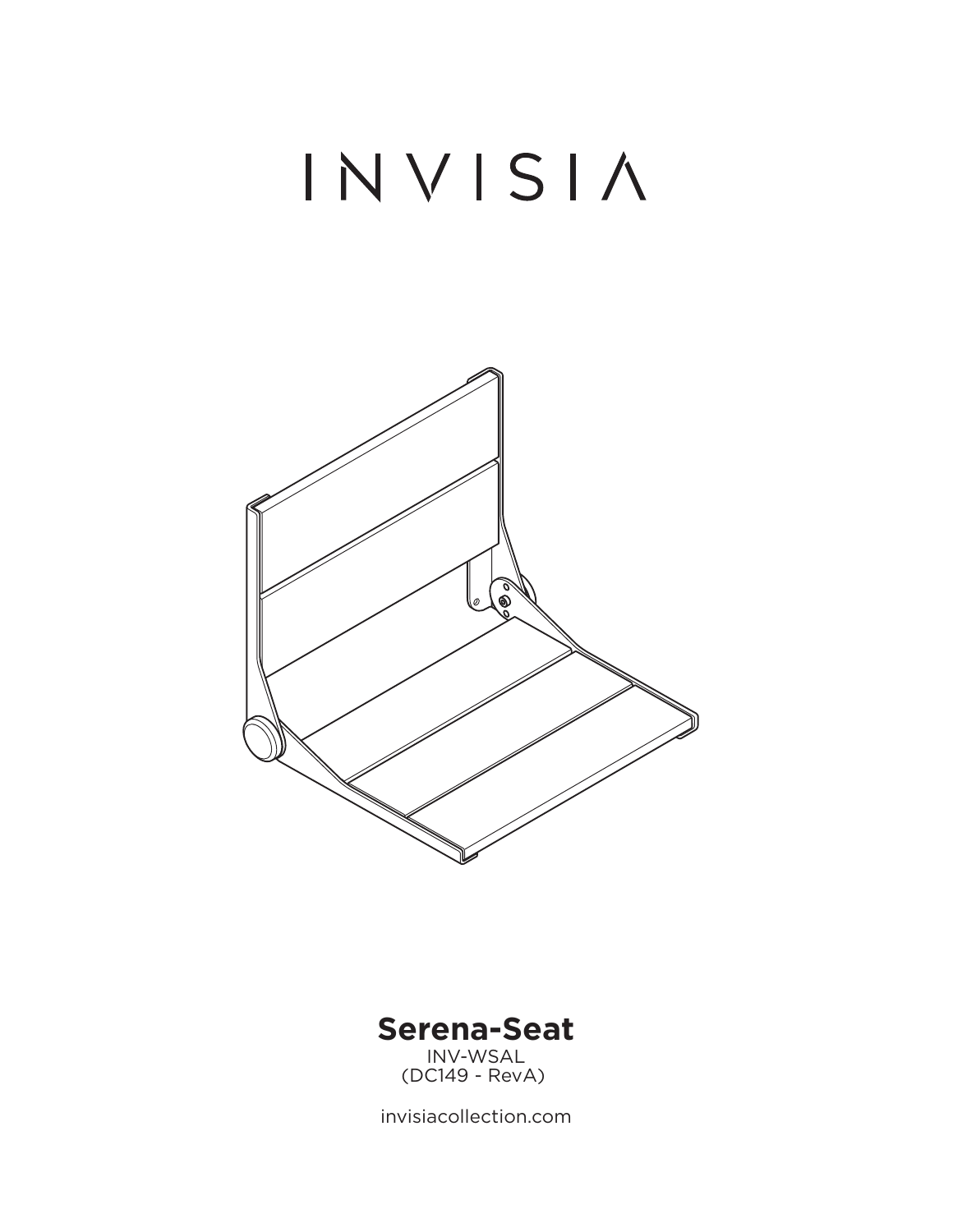# INVISIA

## Serena-Seat

INV-WSAL
(DC149 - RevA)

invisiacollection.com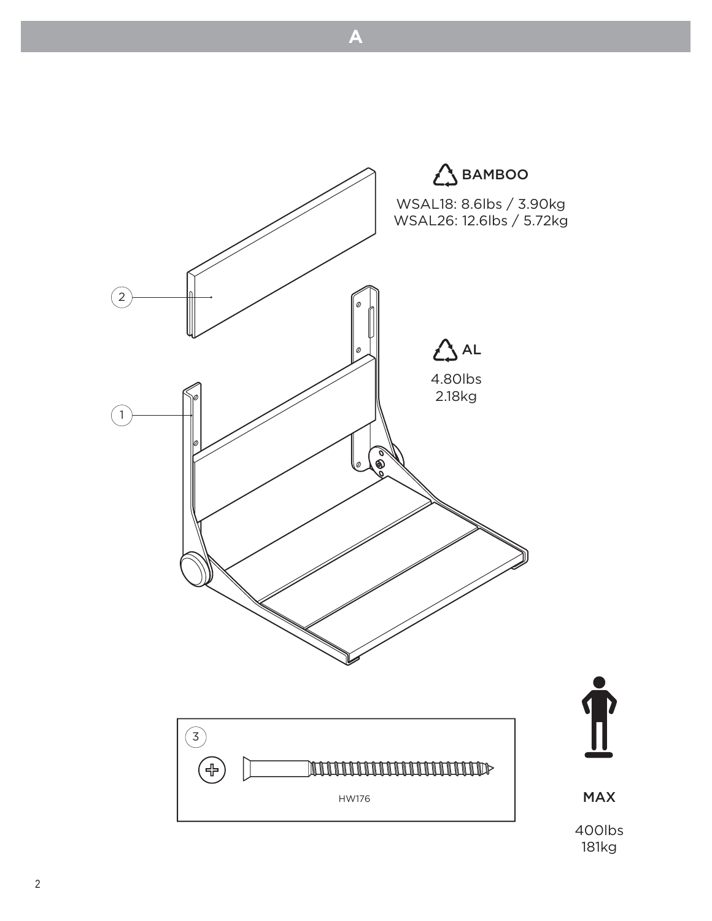# A

BAMBOO

WSAL18: 8.6lbs / 3.90kg
WSAL26: 12.6lbs / 5.72kg

2

1

AL

4.80lbs
2.18kg

3

HW176

MAX

400lbs
181kg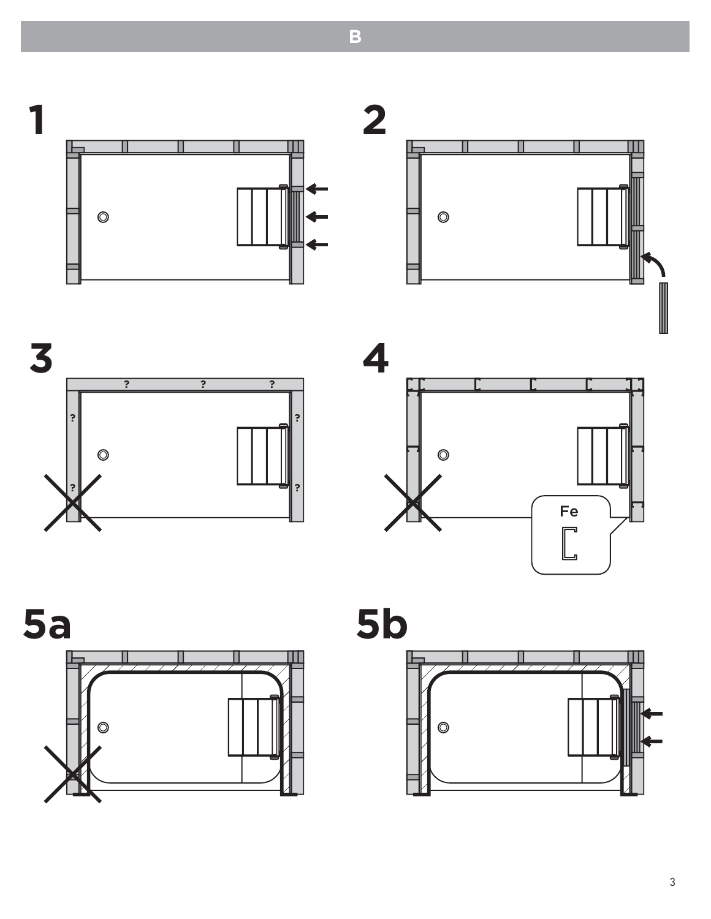## B

1

2

3

4

Fe

5a

5b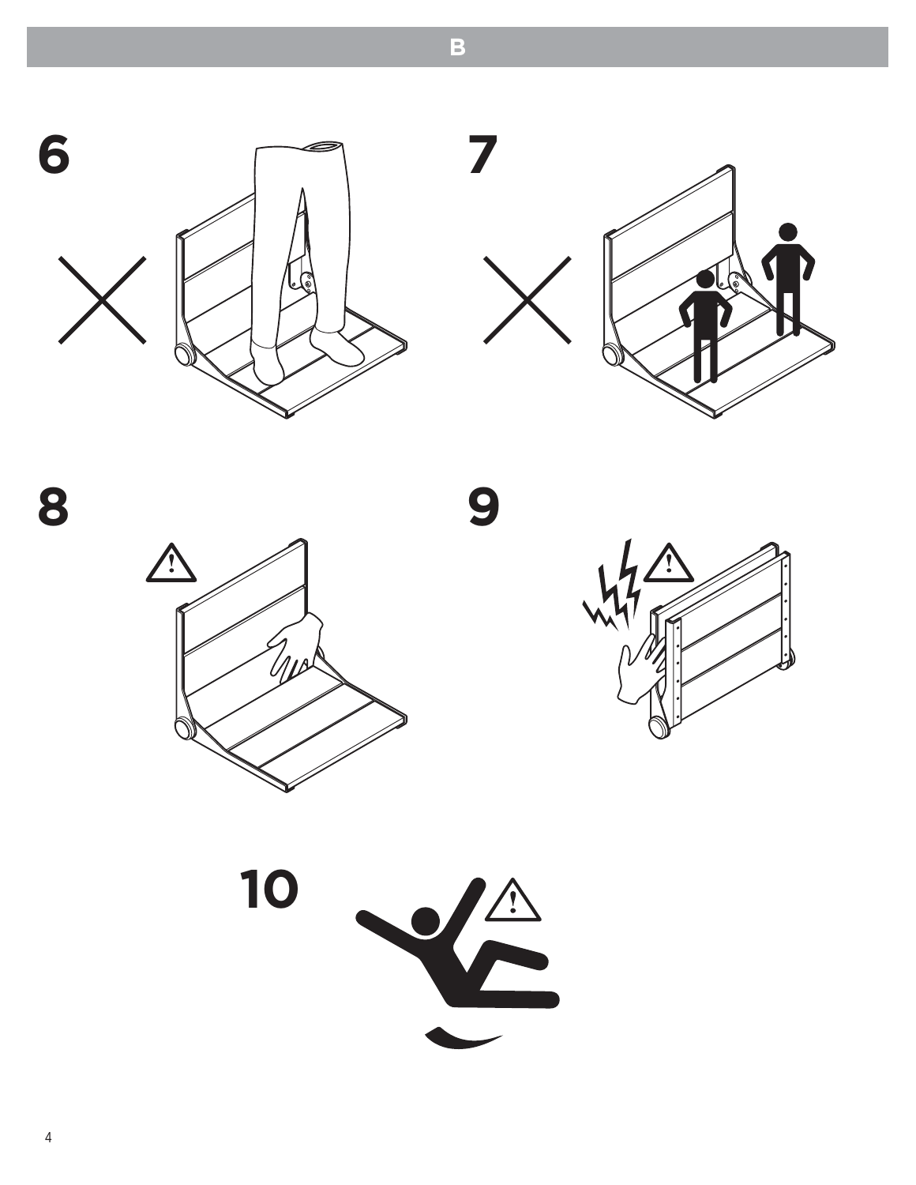# B

6

7

8

9

10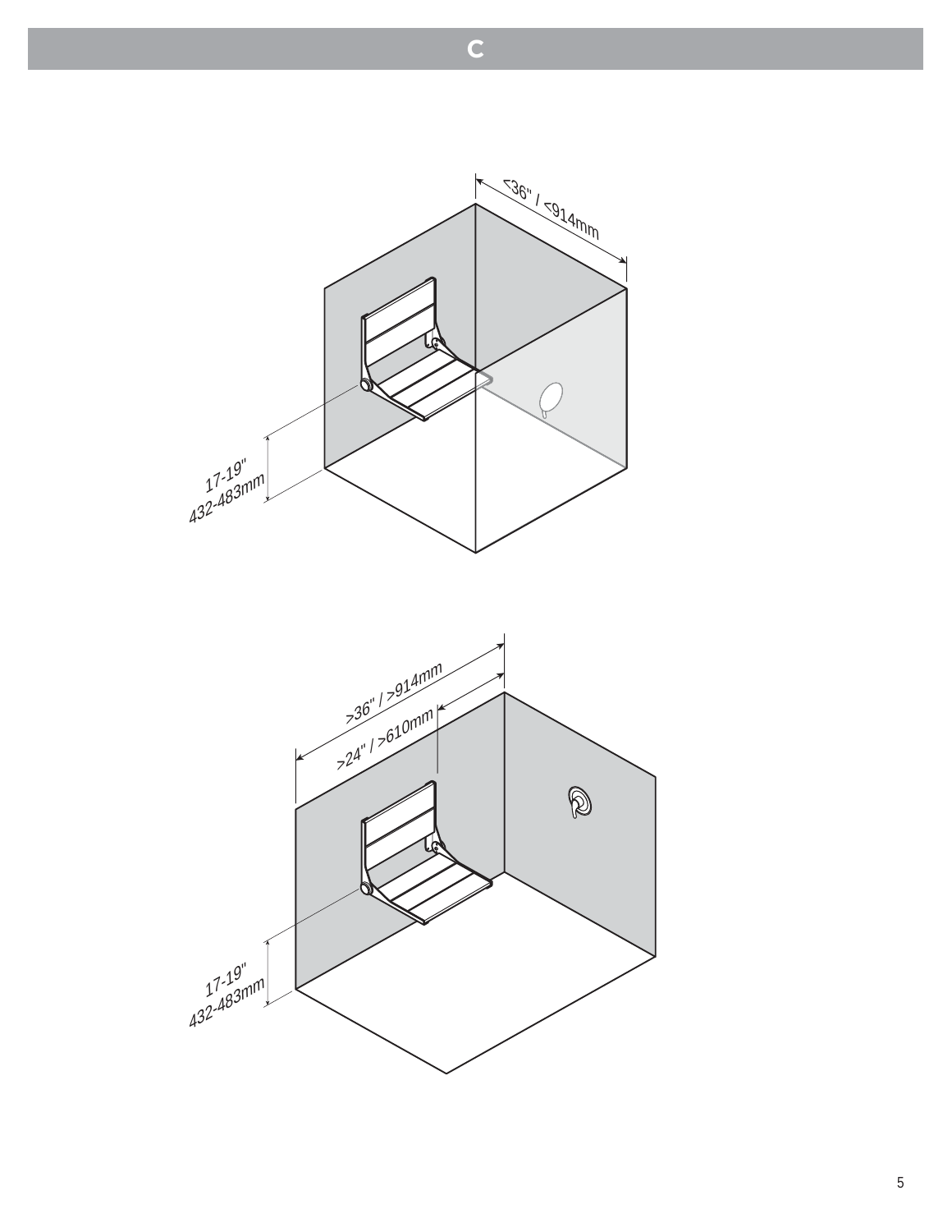# C

<36" / <914mm

17-19"
432-483mm

>36" / >914mm

>24" / >610mm

17-19"
432-483mm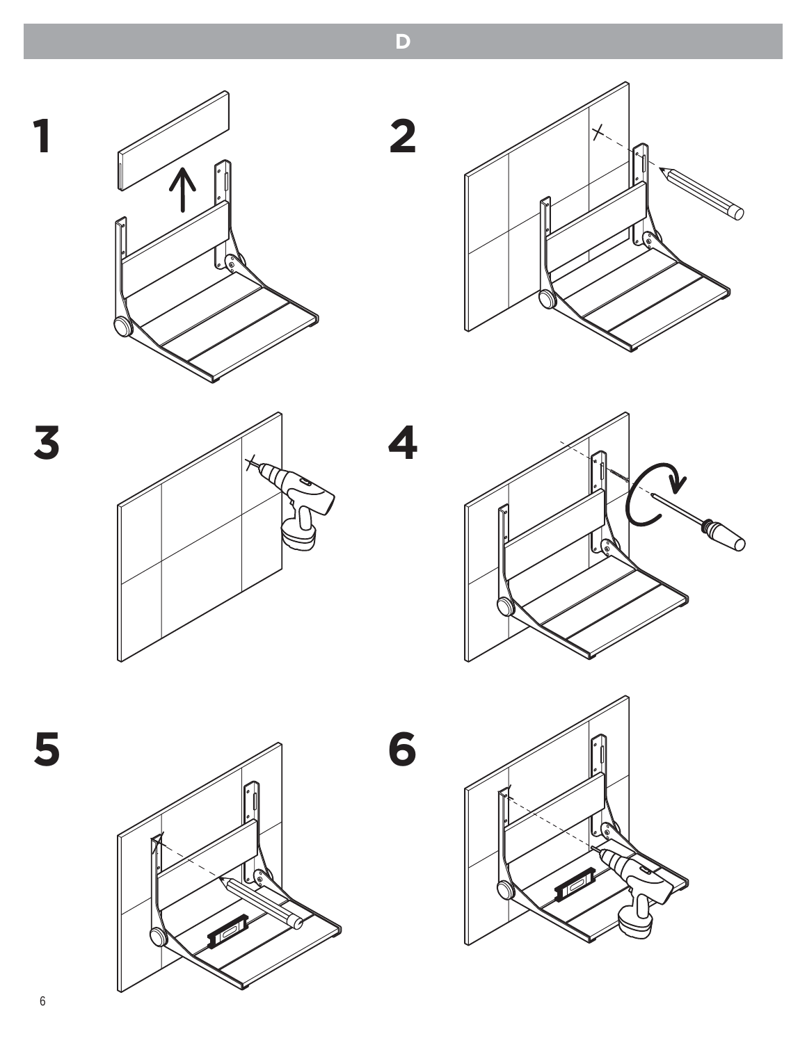# D

1

2

3

4

5

6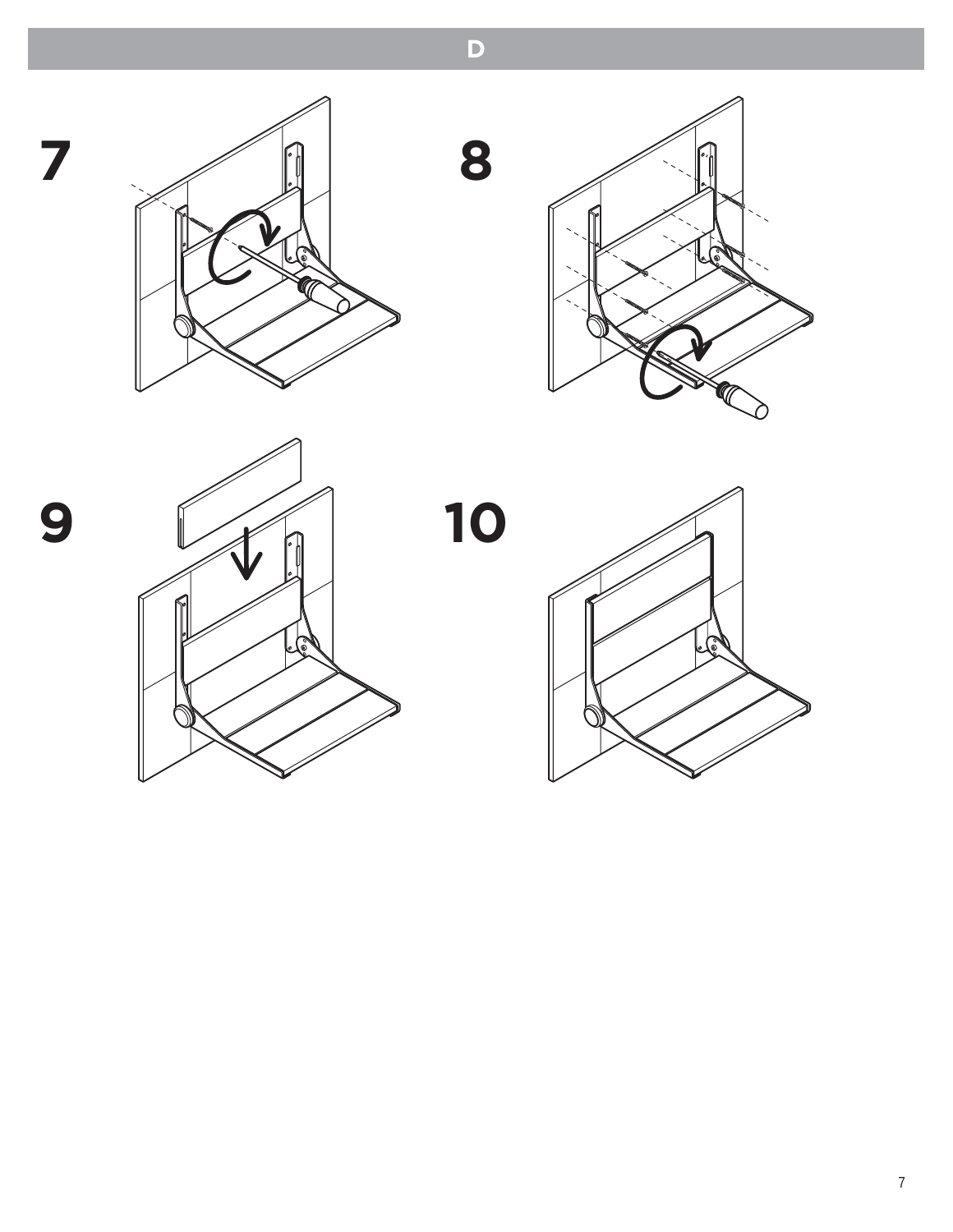## D

7

8

9

10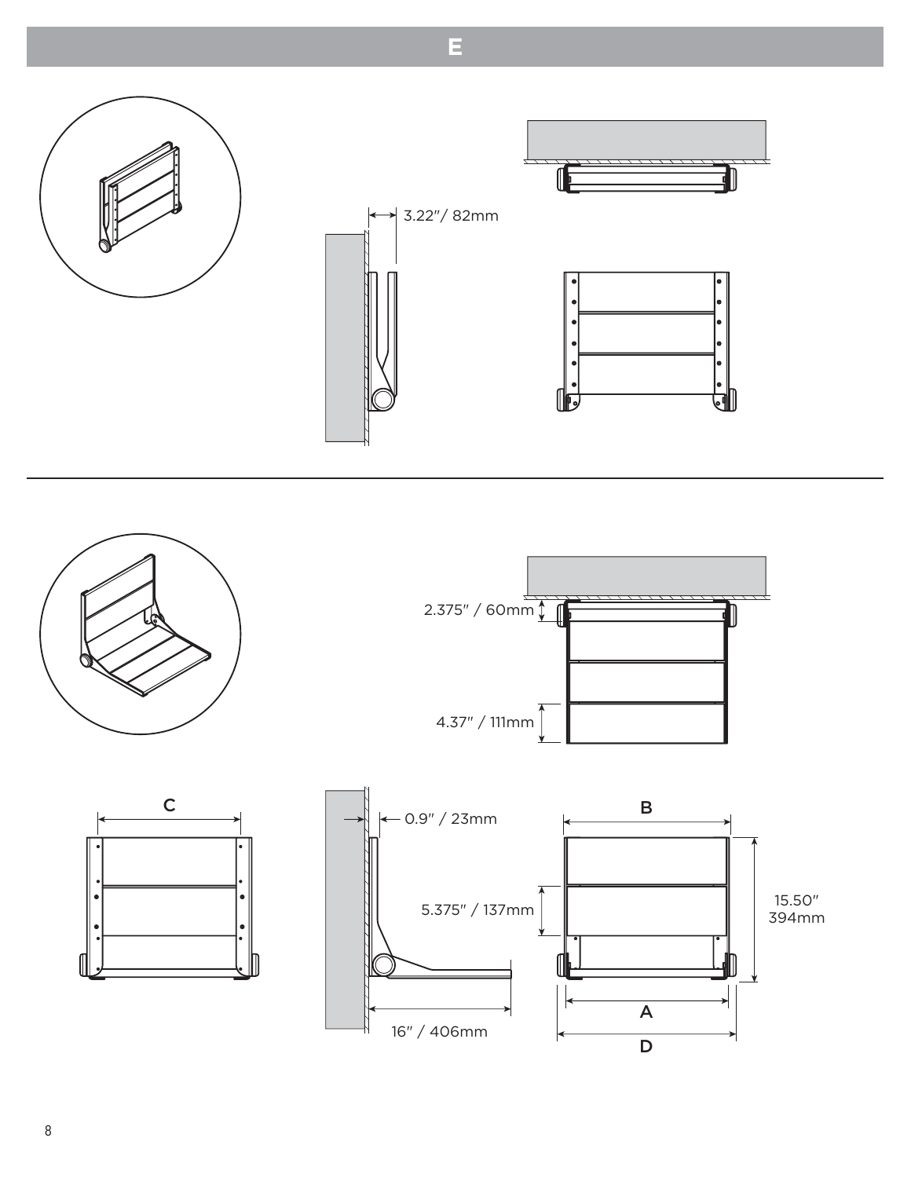# E

3.22"/ 82mm

2.375" / 60mm

4.37" / 111mm

C

0.9" / 23mm

B

5.375" / 137mm

15.50"
394mm

16" / 406mm

A

D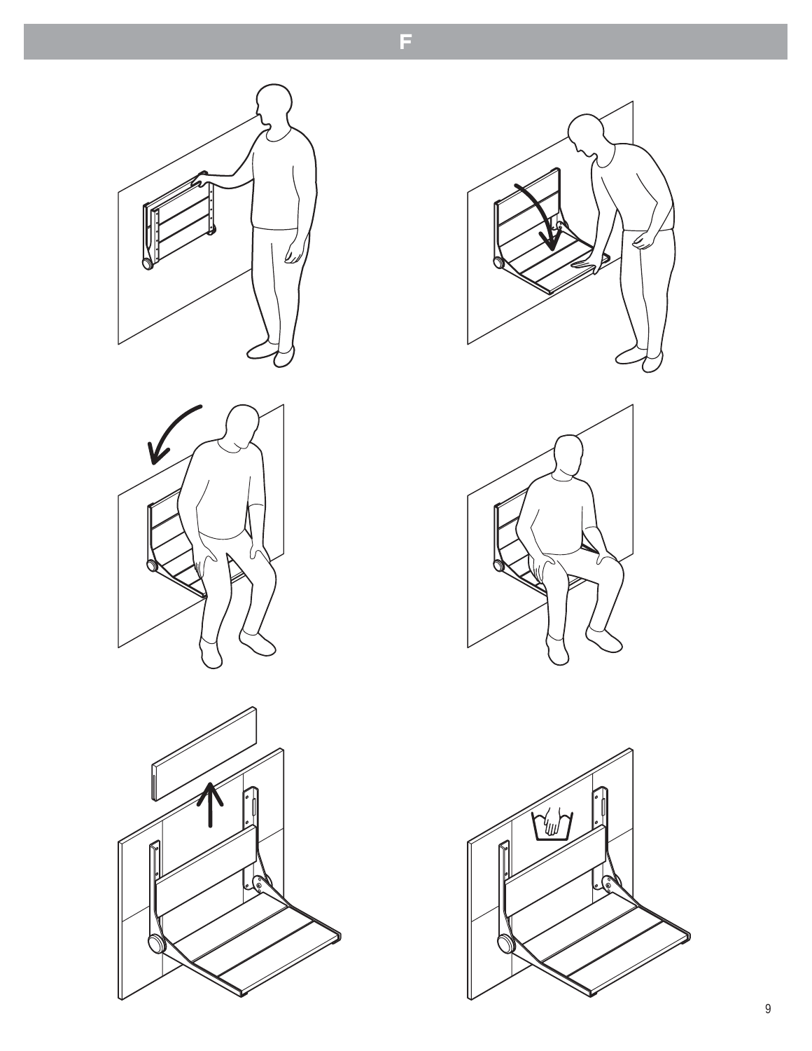# F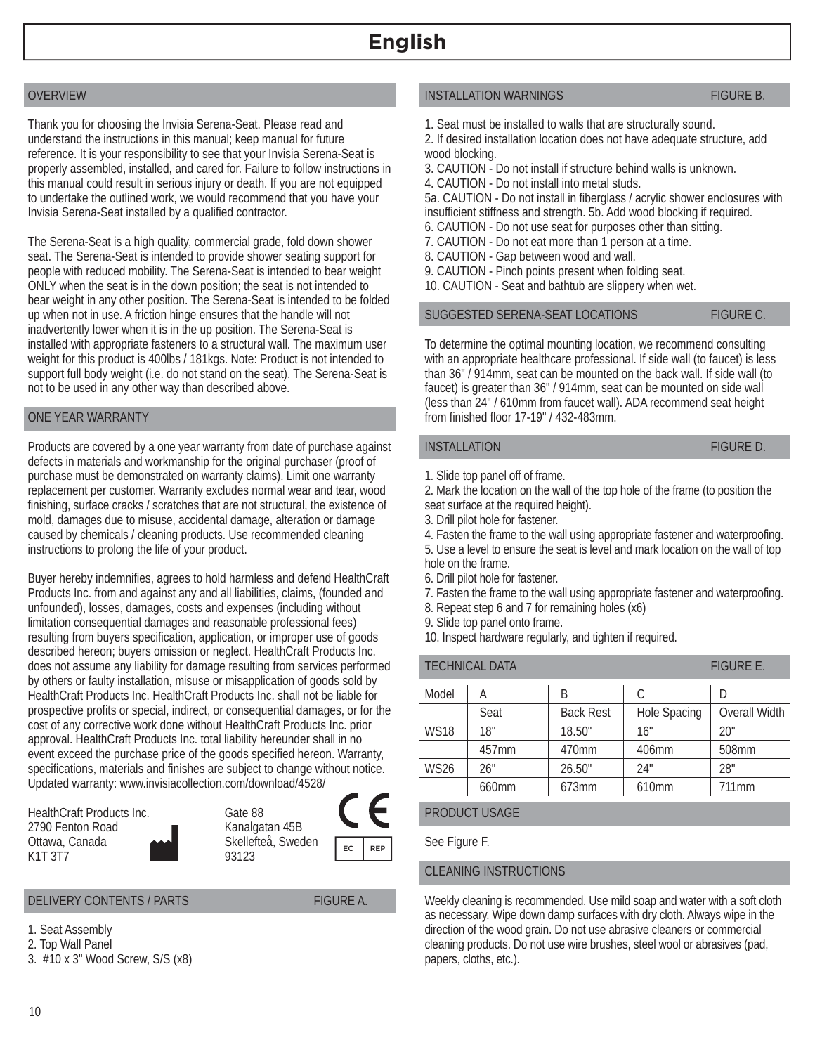# English

## OVERVIEW

Thank you for choosing the Invisia Serena-Seat. Please read and understand the instructions in this manual; keep manual for future reference. It is your responsibility to see that your Invisia Serena-Seat is properly assembled, installed, and cared for. Failure to follow instructions in this manual could result in serious injury or death. If you are not equipped to undertake the outlined work, we would recommend that you have your Invisia Serena-Seat installed by a qualified contractor.

The Serena-Seat is a high quality, commercial grade, fold down shower seat. The Serena-Seat is intended to provide shower seating support for people with reduced mobility. The Serena-Seat is intended to bear weight ONLY when the seat is in the down position; the seat is not intended to bear weight in any other position. The Serena-Seat is intended to be folded up when not in use. A friction hinge ensures that the handle will not inadvertently lower when it is in the up position. The Serena-Seat is installed with appropriate fasteners to a structural wall. The maximum user weight for this product is 400lbs / 181kgs. Note: Product is not intended to support full body weight (i.e. do not stand on the seat). The Serena-Seat is not to be used in any other way than described above.

## ONE YEAR WARRANTY

Products are covered by a one year warranty from date of purchase against defects in materials and workmanship for the original purchaser (proof of purchase must be demonstrated on warranty claims). Limit one warranty replacement per customer. Warranty excludes normal wear and tear, wood finishing, surface cracks / scratches that are not structural, the existence of mold, damages due to misuse, accidental damage, alteration or damage caused by chemicals / cleaning products. Use recommended cleaning instructions to prolong the life of your product.

Buyer hereby indemnifies, agrees to hold harmless and defend HealthCraft Products Inc. from and against any and all liabilities, claims, (founded and unfounded), losses, damages, costs and expenses (including without limitation consequential damages and reasonable professional fees) resulting from buyers specification, application, or improper use of goods described hereon; buyers omission or neglect. HealthCraft Products Inc. does not assume any liability for damage resulting from services performed by others or faulty installation, misuse or misapplication of goods sold by HealthCraft Products Inc. HealthCraft Products Inc. shall not be liable for prospective profits or special, indirect, or consequential damages, or for the cost of any corrective work done without HealthCraft Products Inc. prior approval. HealthCraft Products Inc. total liability hereunder shall in no event exceed the purchase price of the goods specified hereon. Warranty, specifications, materials and finishes are subject to change without notice. Updated warranty: www.invisiacollection.com/download/4528/

HealthCraft Products Inc.
2790 Fenton Road
Ottawa, Canada
K1T 3T7

Gate 88
Kanalgatan 45B
Skellefteå, Sweden
93123

CE

EC REP

## DELIVERY CONTENTS / PARTS — FIGURE A.

1. Seat Assembly
2. Top Wall Panel
3. #10 x 3" Wood Screw, S/S (x8)

## INSTALLATION WARNINGS — FIGURE B.

1. Seat must be installed to walls that are structurally sound.
2. If desired installation location does not have adequate structure, add wood blocking.
3. CAUTION - Do not install if structure behind walls is unknown.
4. CAUTION - Do not install into metal studs.
5a. CAUTION - Do not install in fiberglass / acrylic shower enclosures with insufficient stiffness and strength. 5b. Add wood blocking if required.
6. CAUTION - Do not use seat for purposes other than sitting.
7. CAUTION - Do not eat more than 1 person at a time.
8. CAUTION - Gap between wood and wall.
9. CAUTION - Pinch points present when folding seat.
10. CAUTION - Seat and bathtub are slippery when wet.

## SUGGESTED SERENA-SEAT LOCATIONS — FIGURE C.

To determine the optimal mounting location, we recommend consulting with an appropriate healthcare professional. If side wall (to faucet) is less than 36" / 914mm, seat can be mounted on the back wall. If side wall (to faucet) is greater than 36" / 914mm, seat can be mounted on side wall (less than 24" / 610mm from faucet wall). ADA recommend seat height from finished floor 17-19" / 432-483mm.

## INSTALLATION — FIGURE D.

1. Slide top panel off of frame.
2. Mark the location on the wall of the top hole of the frame (to position the seat surface at the required height).
3. Drill pilot hole for fastener.
4. Fasten the frame to the wall using appropriate fastener and waterproofing.
5. Use a level to ensure the seat is level and mark location on the wall of top hole on the frame.
6. Drill pilot hole for fastener.
7. Fasten the frame to the wall using appropriate fastener and waterproofing.
8. Repeat step 6 and 7 for remaining holes (x6)
9. Slide top panel onto frame.
10. Inspect hardware regularly, and tighten if required.

## TECHNICAL DATA — FIGURE E.

| Model | A | B | C | D |
|---|---|---|---|---|
| | Seat | Back Rest | Hole Spacing | Overall Width |
| WS18 | 18" | 18.50" | 16" | 20" |
| | 457mm | 470mm | 406mm | 508mm |
| WS26 | 26" | 26.50" | 24" | 28" |
| | 660mm | 673mm | 610mm | 711mm |

## PRODUCT USAGE

See Figure F.

## CLEANING INSTRUCTIONS

Weekly cleaning is recommended. Use mild soap and water with a soft cloth as necessary. Wipe down damp surfaces with dry cloth. Always wipe in the direction of the wood grain. Do not use abrasive cleaners or commercial cleaning products. Do not use wire brushes, steel wool or abrasives (pad, papers, cloths, etc.).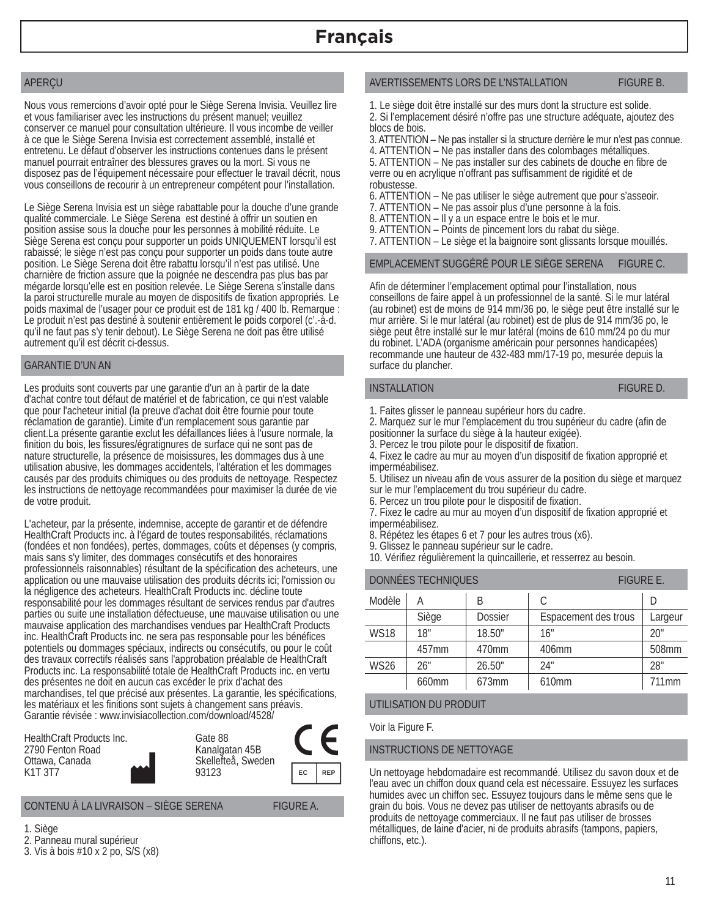# Français

## APERÇU

Nous vous remercions d'avoir opté pour le Siège Serena Invisia. Veuillez lire et vous familiariser avec les instructions du présent manuel; veuillez conserver ce manuel pour consultation ultérieure. Il vous incombe de veiller à ce que le Siège Serena Invisia est correctement assemblé, installé et entretenu. Le défaut d'observer les instructions contenues dans le présent manuel pourrait entraîner des blessures graves ou la mort. Si vous ne disposez pas de l'équipement nécessaire pour effectuer le travail décrit, nous vous conseillons de recourir à un entrepreneur compétent pour l'installation.

Le Siège Serena Invisia est un siège rabattable pour la douche d'une grande qualité commerciale. Le Siège Serena est destiné à offrir un soutien en position assise sous la douche pour les personnes à mobilité réduite. Le Siège Serena est conçu pour supporter un poids UNIQUEMENT lorsqu'il est rabaissé; le siège n'est pas conçu pour supporter un poids dans toute autre position. Le Siège Serena doit être rabattu lorsqu'il n'est pas utilisé. Une charnière de friction assure que la poignée ne descendra pas plus bas par mégarde lorsqu'elle est en position relevée. Le Siège Serena s'installe dans la paroi structurelle murale au moyen de dispositifs de fixation appropriés. Le poids maximal de l'usager pour ce produit est de 181 kg / 400 lb. Remarque : Le produit n'est pas destiné à soutenir entièrement le poids corporel (c'.-à-d. qu'il ne faut pas s'y tenir debout). Le Siège Serena ne doit pas être utilisé autrement qu'il est décrit ci-dessus.

## GARANTIE D'UN AN

Les produits sont couverts par une garantie d'un an à partir de la date d'achat contre tout défaut de matériel et de fabrication, ce qui n'est valable que pour l'acheteur initial (la preuve d'achat doit être fournie pour toute réclamation de garantie). Limite d'un remplacement sous garantie par client.La présente garantie exclut les défaillances liées à l'usure normale, la finition du bois, les fissures/égratignures de surface qui ne sont pas de nature structurelle, la présence de moisissures, les dommages dus à une utilisation abusive, les dommages accidentels, l'altération et les dommages causés par des produits chimiques ou des produits de nettoyage. Respectez les instructions de nettoyage recommandées pour maximiser la durée de vie de votre produit.

L'acheteur, par la présente, indemnise, accepte de garantir et de défendre HealthCraft Products inc. à l'égard de toutes responsabilités, réclamations (fondées et non fondées), pertes, dommages, coûts et dépenses (y compris, mais sans s'y limiter, des dommages consécutifs et des honoraires professionnels raisonnables) résultant de la spécification des acheteurs, une application ou une mauvaise utilisation des produits décrits ici; l'omission ou la négligence des acheteurs. HealthCraft Products inc. décline toute responsabilité pour les dommages résultant de services rendus par d'autres parties ou suite une installation défectueuse, une mauvaise utilisation ou une mauvaise application des marchandises vendues par HealthCraft Products inc. HealthCraft Products inc. ne sera pas responsable pour les bénéfices potentiels ou dommages spéciaux, indirects ou consécutifs, ou pour le coût des travaux correctifs réalisés sans l'approbation préalable de HealthCraft Products inc. La responsabilité totale de HealthCraft Products inc. en vertu des présentes ne doit en aucun cas excéder le prix d'achat des marchandises, tel que précisé aux présentes. La garantie, les spécifications, les matériaux et les finitions sont sujets à changement sans préavis. Garantie révisée : www.invisiacollection.com/download/4528/

HealthCraft Products Inc.
2790 Fenton Road
Ottawa, Canada
K1T 3T7

Gate 88
Kanalgatan 45B
Skellefteå, Sweden
93123

CE

EC REP

## CONTENU À LA LIVRAISON – SIÈGE SERENA — FIGURE A.

1. Siège
2. Panneau mural supérieur
3. Vis à bois #10 x 2 po, S/S (x8)

## AVERTISSEMENTS LORS DE L'INSTALLATION — FIGURE B.

1. Le siège doit être installé sur des murs dont la structure est solide.
2. Si l'emplacement désiré n'offre pas une structure adéquate, ajoutez des blocs de bois.
3. ATTENTION – Ne pas installer si la structure derrière le mur n'est pas connue.
4. ATTENTION – Ne pas installer dans des colombages métalliques.
5. ATTENTION – Ne pas installer sur des cabinets de douche en fibre de verre ou en acrylique n'offrant pas suffisamment de rigidité et de robustesse.
6. ATTENTION – Ne pas utiliser le siège autrement que pour s'asseoir.
7. ATTENTION – Ne pas assoir plus d'une personne à la fois.
8. ATTENTION – Il y a un espace entre le bois et le mur.
9. ATTENTION – Points de pincement lors du rabat du siège.
7. ATTENTION – Le siège et la baignoire sont glissants lorsque mouillés.

## EMPLACEMENT SUGGÉRÉ POUR LE SIÈGE SERENA — FIGURE C.

Afin de déterminer l'emplacement optimal pour l'installation, nous conseillons de faire appel à un professionnel de la santé. Si le mur latéral (au robinet) est de moins de 914 mm/36 po, le siège peut être installé sur le mur arrière. Si le mur latéral (au robinet) est de plus de 914 mm/36 po, le siège peut être installé sur le mur latéral (moins de 610 mm/24 po du mur du robinet. L'ADA (organisme américain pour personnes handicapées) recommande une hauteur de 432-483 mm/17-19 po, mesurée depuis la surface du plancher.

## INSTALLATION — FIGURE D.

1. Faites glisser le panneau supérieur hors du cadre.
2. Marquez sur le mur l'emplacement du trou supérieur du cadre (afin de positionner la surface du siège à la hauteur exigée).
3. Percez le trou pilote pour le dispositif de fixation.
4. Fixez le cadre au mur au moyen d'un dispositif de fixation approprié et imperméabilisez.
5. Utilisez un niveau afin de vous assurer de la position du siège et marquez sur le mur l'emplacement du trou supérieur du cadre.
6. Percez un trou pilote pour le dispositif de fixation.
7. Fixez le cadre au mur au moyen d'un dispositif de fixation approprié et imperméabilisez.
8. Répétez les étapes 6 et 7 pour les autres trous (x6).
9. Glissez le panneau supérieur sur le cadre.
10. Vérifiez régulièrement la quincaillerie, et resserrez au besoin.

## DONNÉES TECHNIQUES — FIGURE E.

| Modèle | A | B | C | D |
|---|---|---|---|---|
| | Siège | Dossier | Espacement des trous | Largeur |
| WS18 | 18" | 18.50" | 16" | 20" |
| | 457mm | 470mm | 406mm | 508mm |
| WS26 | 26" | 26.50" | 24" | 28" |
| | 660mm | 673mm | 610mm | 711mm |

## UTILISATION DU PRODUIT

Voir la Figure F.

## INSTRUCTIONS DE NETTOYAGE

Un nettoyage hebdomadaire est recommandé. Utilisez du savon doux et de l'eau avec un chiffon doux quand cela est nécessaire. Essuyez les surfaces humides avec un chiffon sec. Essuyez toujours dans le même sens que le grain du bois. Vous ne devez pas utiliser de nettoyants abrasifs ou de produits de nettoyage commerciaux. Il ne faut pas utiliser de brosses métalliques, de laine d'acier, ni de produits abrasifs (tampons, papiers, chiffons, etc.).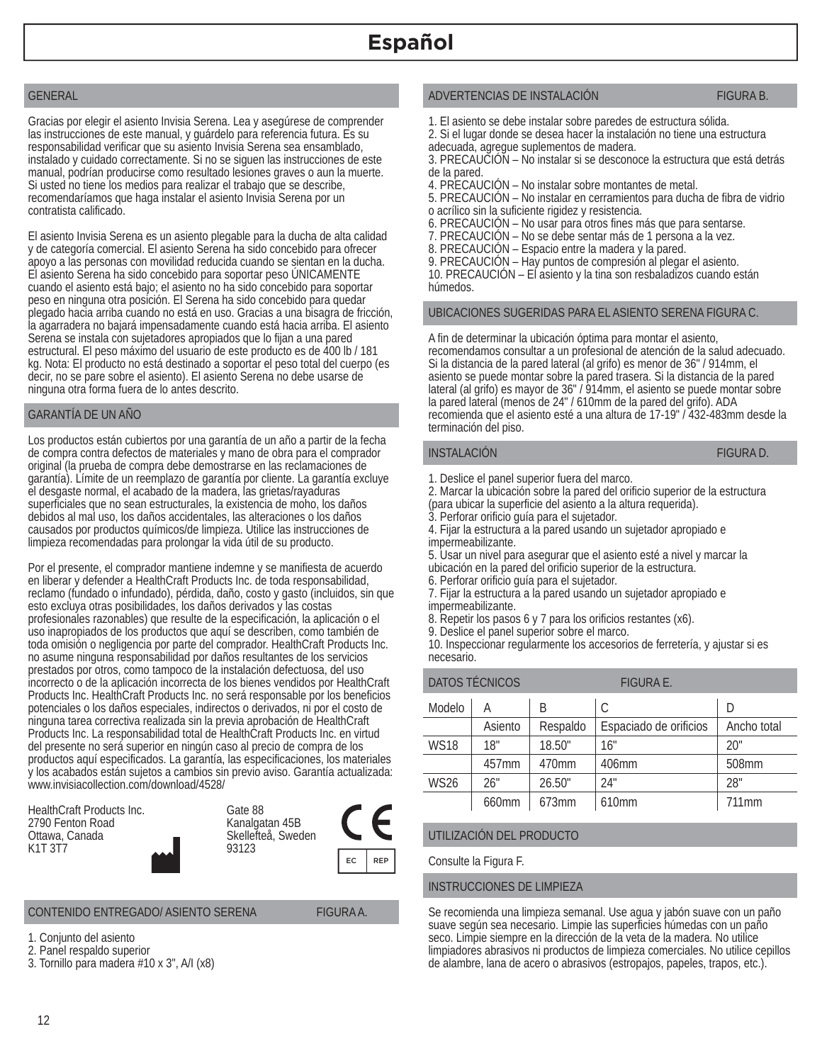# Español

## GENERAL

Gracias por elegir el asiento Invisia Serena. Lea y asegúrese de comprender las instrucciones de este manual, y guárdelo para referencia futura. Es su responsabilidad verificar que su asiento Invisia Serena sea ensamblado, instalado y cuidado correctamente. Si no se siguen las instrucciones de este manual, podrían producirse como resultado lesiones graves o aun la muerte. Si usted no tiene los medios para realizar el trabajo que se describe, recomendaríamos que haga instalar el asiento Invisia Serena por un contratista calificado.

El asiento Invisia Serena es un asiento plegable para la ducha de alta calidad y de categoría comercial. El asiento Serena ha sido concebido para ofrecer apoyo a las personas con movilidad reducida cuando se sientan en la ducha. El asiento Serena ha sido concebido para soportar peso ÚNICAMENTE cuando el asiento está bajo; el asiento no ha sido concebido para soportar peso en ninguna otra posición. El Serena ha sido concebido para quedar plegado hacia arriba cuando no está en uso. Gracias a una bisagra de fricción, la agarradera no bajará impensadamente cuando está hacia arriba. El asiento Serena se instala con sujetadores apropiados que lo fijan a una pared estructural. El peso máximo del usuario de este producto es de 400 lb / 181 kg. Nota: El producto no está destinado a soportar el peso total del cuerpo (es decir, no se pare sobre el asiento). El asiento Serena no debe usarse de ninguna otra forma fuera de lo antes descrito.

## GARANTÍA DE UN AÑO

Los productos están cubiertos por una garantía de un año a partir de la fecha de compra contra defectos de materiales y mano de obra para el comprador original (la prueba de compra debe demostrarse en las reclamaciones de garantía). Límite de un reemplazo de garantía por cliente. La garantía excluye el desgaste normal, el acabado de la madera, las grietas/rayaduras superficiales que no sean estructurales, la existencia de moho, los daños debidos al mal uso, los daños accidentales, las alteraciones o los daños causados por productos químicos/de limpieza. Utilice las instrucciones de limpieza recomendadas para prolongar la vida útil de su producto.

Por el presente, el comprador mantiene indemne y se manifiesta de acuerdo en liberar y defender a HealthCraft Products Inc. de toda responsabilidad, reclamo (fundado o infundado), pérdida, daño, costo y gasto (incluidos, sin que esto excluya otras posibilidades, los daños derivados y las costas profesionales razonables) que resulte de la especificación, la aplicación o el uso inapropiados de los productos que aquí se describen, como también de toda omisión o negligencia por parte del comprador. HealthCraft Products Inc. no asume ninguna responsabilidad por daños resultantes de los servicios prestados por otros, como tampoco de la instalación defectuosa, del uso incorrecto o de la aplicación incorrecta de los bienes vendidos por HealthCraft Products Inc. HealthCraft Products Inc. no será responsable por los beneficios potenciales o los daños especiales, indirectos o derivados, ni por el costo de ninguna tarea correctiva realizada sin la previa aprobación de HealthCraft Products Inc. La responsabilidad total de HealthCraft Products Inc. en virtud del presente no será superior en ningún caso al precio de compra de los productos aquí especificados. La garantía, las especificaciones, los materiales y los acabados están sujetos a cambios sin previo aviso. Garantía actualizada: www.invisiacollection.com/download/4528/

HealthCraft Products Inc.
2790 Fenton Road
Ottawa, Canada
K1T 3T7

Gate 88
Kanalgatan 45B
Skellefteå, Sweden
93123

CE

EC REP

## CONTENIDO ENTREGADO/ ASIENTO SERENA — FIGURA A.

1. Conjunto del asiento
2. Panel respaldo superior
3. Tornillo para madera #10 x 3", A/I (x8)

## ADVERTENCIAS DE INSTALACIÓN — FIGURA B.

1. El asiento se debe instalar sobre paredes de estructura sólida.
2. Si el lugar donde se desea hacer la instalación no tiene una estructura adecuada, agregue suplementos de madera.
3. PRECAUCIÓN – No instalar si se desconoce la estructura que está detrás de la pared.
4. PRECAUCIÓN – No instalar sobre montantes de metal.
5. PRECAUCIÓN – No instalar en cerramientos para ducha de fibra de vidrio o acrílico sin la suficiente rigidez y resistencia.
6. PRECAUCIÓN – No usar para otros fines más que para sentarse.
7. PRECAUCIÓN – No se debe sentar más de 1 persona a la vez.
8. PRECAUCIÓN – Espacio entre la madera y la pared.
9. PRECAUCIÓN – Hay puntos de compresión al plegar el asiento.
10. PRECAUCIÓN – El asiento y la tina son resbaladizos cuando están húmedos.

## UBICACIONES SUGERIDAS PARA EL ASIENTO SERENA FIGURA C.

A fin de determinar la ubicación óptima para montar el asiento, recomendamos consultar a un profesional de atención de la salud adecuado. Si la distancia de la pared lateral (al grifo) es menor de 36" / 914mm, el asiento se puede montar sobre la pared trasera. Si la distancia de la pared lateral (al grifo) es mayor de 36" / 914mm, el asiento se puede montar sobre la pared lateral (menos de 24" / 610mm de la pared del grifo). ADA recomienda que el asiento esté a una altura de 17-19" / 432-483mm desde la terminación del piso.

## INSTALACIÓN — FIGURA D.

1. Deslice el panel superior fuera del marco.
2. Marcar la ubicación sobre la pared del orificio superior de la estructura (para ubicar la superficie del asiento a la altura requerida).
3. Perforar orificio guía para el sujetador.
4. Fijar la estructura a la pared usando un sujetador apropiado e impermeabilizante.
5. Usar un nivel para asegurar que el asiento esté a nivel y marcar la ubicación en la pared del orificio superior de la estructura.
6. Perforar orificio guía para el sujetador.
7. Fijar la estructura a la pared usando un sujetador apropiado e impermeabilizante.
8. Repetir los pasos 6 y 7 para los orificios restantes (x6).
9. Deslice el panel superior sobre el marco.
10. Inspeccionar regularmente los accesorios de ferretería, y ajustar si es necesario.

## DATOS TÉCNICOS — FIGURA E.

| Modelo | A | B | C | D |
|---|---|---|---|---|
| | Asiento | Respaldo | Espaciado de orificios | Ancho total |
| WS18 | 18" | 18.50" | 16" | 20" |
| | 457mm | 470mm | 406mm | 508mm |
| WS26 | 26" | 26.50" | 24" | 28" |
| | 660mm | 673mm | 610mm | 711mm |

## UTILIZACIÓN DEL PRODUCTO

Consulte la Figura F.

## INSTRUCCIONES DE LIMPIEZA

Se recomienda una limpieza semanal. Use agua y jabón suave con un paño suave según sea necesario. Limpie las superficies húmedas con un paño seco. Limpie siempre en la dirección de la veta de la madera. No utilice limpiadores abrasivos ni productos de limpieza comerciales. No utilice cepillos de alambre, lana de acero o abrasivos (estropajos, papeles, trapos, etc.).